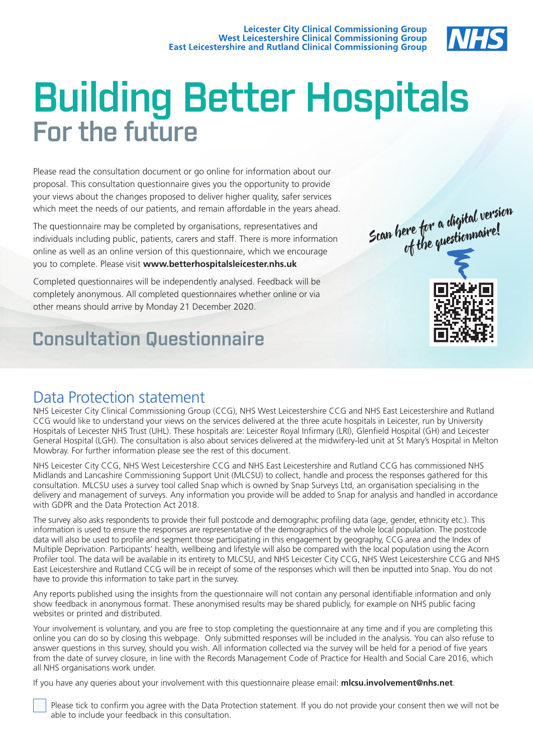Leicester City Clinical Commissioning Group
West Leicestershire Clinical Commissioning Group
East Leicestershire and Rutland Clinical Commissioning Group

NHS

# Building Better Hospitals
## For the future

Please read the consultation document or go online for information about our proposal. This consultation questionnaire gives you the opportunity to provide your views about the changes proposed to deliver higher quality, safer services which meet the needs of our patients, and remain affordable in the years ahead.

The questionnaire may be completed by organisations, representatives and individuals including public, patients, carers and staff. There is more information online as well as an online version of this questionnaire, which we encourage you to complete. Please visit **www.betterhospitalsleicester.nhs.uk**

Completed questionnaires will be independently analysed. Feedback will be completely anonymous. All completed questionnaires whether online or via other means should arrive by Monday 21 December 2020.

*Scan here for a digital version of the questionnaire!*

## Consultation Questionnaire

## Data Protection statement

NHS Leicester City Clinical Commissioning Group (CCG), NHS West Leicestershire CCG and NHS East Leicestershire and Rutland CCG would like to understand your views on the services delivered at the three acute hospitals in Leicester, run by University Hospitals of Leicester NHS Trust (UHL). These hospitals are: Leicester Royal Infirmary (LRI), Glenfield Hospital (GH) and Leicester General Hospital (LGH). The consultation is also about services delivered at the midwifery-led unit at St Mary's Hospital in Melton Mowbray. For further information please see the rest of this document.

NHS Leicester City CCG, NHS West Leicestershire CCG and NHS East Leicestershire and Rutland CCG has commissioned NHS Midlands and Lancashire Commissioning Support Unit (MLCSU) to collect, handle and process the responses gathered for this consultation. MLCSU uses a survey tool called Snap which is owned by Snap Surveys Ltd, an organisation specialising in the delivery and management of surveys. Any information you provide will be added to Snap for analysis and handled in accordance with GDPR and the Data Protection Act 2018.

The survey also asks respondents to provide their full postcode and demographic profiling data (age, gender, ethnicity etc.). This information is used to ensure the responses are representative of the demographics of the whole local population. The postcode data will also be used to profile and segment those participating in this engagement by geography, CCG area and the Index of Multiple Deprivation. Participants' health, wellbeing and lifestyle will also be compared with the local population using the Acorn Profiler tool. The data will be available in its entirety to MLCSU, and NHS Leicester City CCG, NHS West Leicestershire CCG and NHS East Leicestershire and Rutland CCG will be in receipt of some of the responses which will then be inputted into Snap. You do not have to provide this information to take part in the survey.

Any reports published using the insights from the questionnaire will not contain any personal identifiable information and only show feedback in anonymous format. These anonymised results may be shared publicly, for example on NHS public facing websites or printed and distributed.

Your involvement is voluntary, and you are free to stop completing the questionnaire at any time and if you are completing this online you can do so by closing this webpage. Only submitted responses will be included in the analysis. You can also refuse to answer questions in this survey, should you wish. All information collected via the survey will be held for a period of five years from the date of survey closure, in line with the Records Management Code of Practice for Health and Social Care 2016, which all NHS organisations work under.

If you have any queries about your involvement with this questionnaire please email: **mlcsu.involvement@nhs.net**.

☐ Please tick to confirm you agree with the Data Protection statement. If you do not provide your consent then we will not be able to include your feedback in this consultation.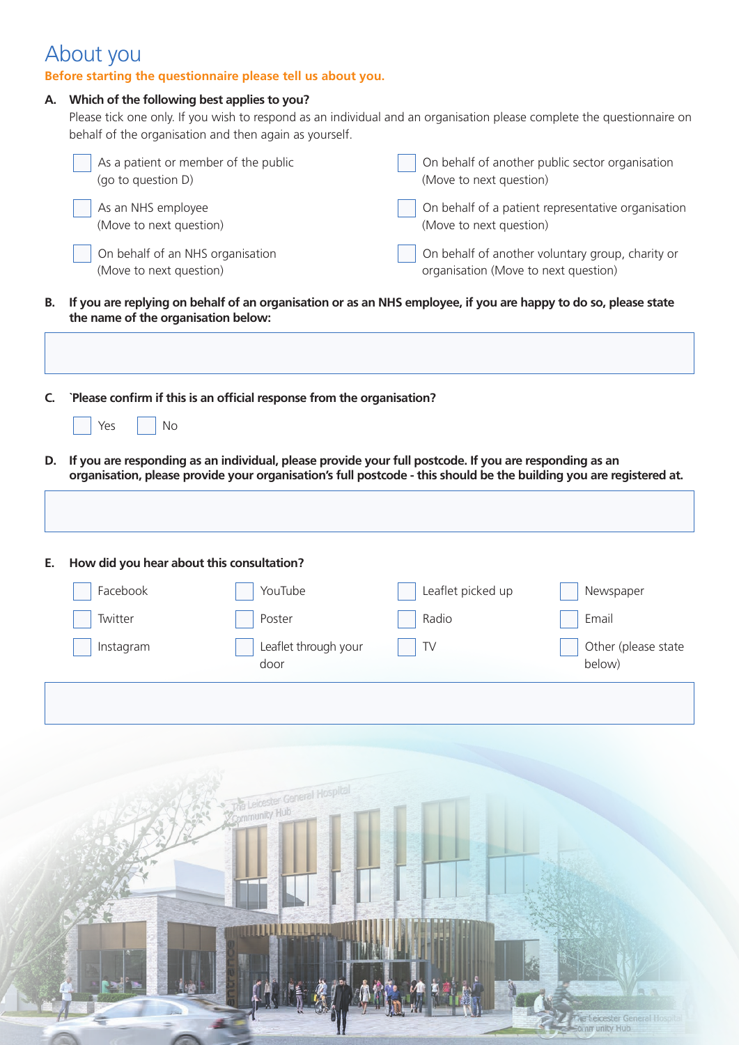# About you

**Before starting the questionnaire please tell us about you.**

**A. Which of the following best applies to you?**

Please tick one only. If you wish to respond as an individual and an organisation please complete the questionnaire on behalf of the organisation and then again as yourself.

- ☐ As a patient or member of the public (go to question D)
- ☐ As an NHS employee (Move to next question)
- ☐ On behalf of an NHS organisation (Move to next question)
- ☐ On behalf of another public sector organisation (Move to next question)
- ☐ On behalf of a patient representative organisation (Move to next question)
- ☐ On behalf of another voluntary group, charity or organisation (Move to next question)

**B. If you are replying on behalf of an organisation or as an NHS employee, if you are happy to do so, please state the name of the organisation below:**

**C. `Please confirm if this is an official response from the organisation?**

- ☐ Yes
- ☐ No

**D. If you are responding as an individual, please provide your full postcode. If you are responding as an organisation, please provide your organisation's full postcode - this should be the building you are registered at.**

**E. How did you hear about this consultation?**

- ☐ Facebook
- ☐ Twitter
- ☐ Instagram
- ☐ YouTube
- ☐ Poster
- ☐ Leaflet through your door
- ☐ Leaflet picked up
- ☐ Radio
- ☐ TV
- ☐ Newspaper
- ☐ Email
- ☐ Other (please state below)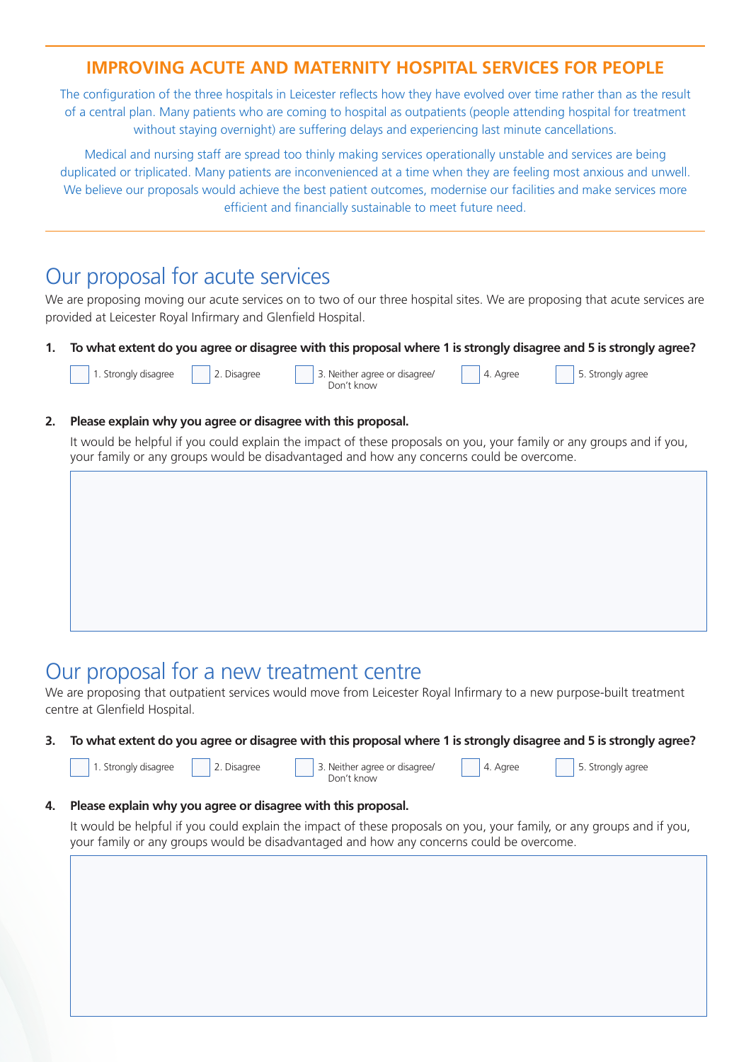## IMPROVING ACUTE AND MATERNITY HOSPITAL SERVICES FOR PEOPLE

The configuration of the three hospitals in Leicester reflects how they have evolved over time rather than as the result of a central plan. Many patients who are coming to hospital as outpatients (people attending hospital for treatment without staying overnight) are suffering delays and experiencing last minute cancellations.

Medical and nursing staff are spread too thinly making services operationally unstable and services are being duplicated or triplicated. Many patients are inconvenienced at a time when they are feeling most anxious and unwell. We believe our proposals would achieve the best patient outcomes, modernise our facilities and make services more efficient and financially sustainable to meet future need.

# Our proposal for acute services

We are proposing moving our acute services on to two of our three hospital sites. We are proposing that acute services are provided at Leicester Royal Infirmary and Glenfield Hospital.

**1. To what extent do you agree or disagree with this proposal where 1 is strongly disagree and 5 is strongly agree?**

☐ 1. Strongly disagree ☐ 2. Disagree ☐ 3. Neither agree or disagree/ Don't know ☐ 4. Agree ☐ 5. Strongly agree

**2. Please explain why you agree or disagree with this proposal.**

It would be helpful if you could explain the impact of these proposals on you, your family or any groups and if you, your family or any groups would be disadvantaged and how any concerns could be overcome.

# Our proposal for a new treatment centre

We are proposing that outpatient services would move from Leicester Royal Infirmary to a new purpose-built treatment centre at Glenfield Hospital.

**3. To what extent do you agree or disagree with this proposal where 1 is strongly disagree and 5 is strongly agree?**

☐ 1. Strongly disagree ☐ 2. Disagree ☐ 3. Neither agree or disagree/ Don't know ☐ 4. Agree ☐ 5. Strongly agree

**4. Please explain why you agree or disagree with this proposal.**

It would be helpful if you could explain the impact of these proposals on you, your family, or any groups and if you, your family or any groups would be disadvantaged and how any concerns could be overcome.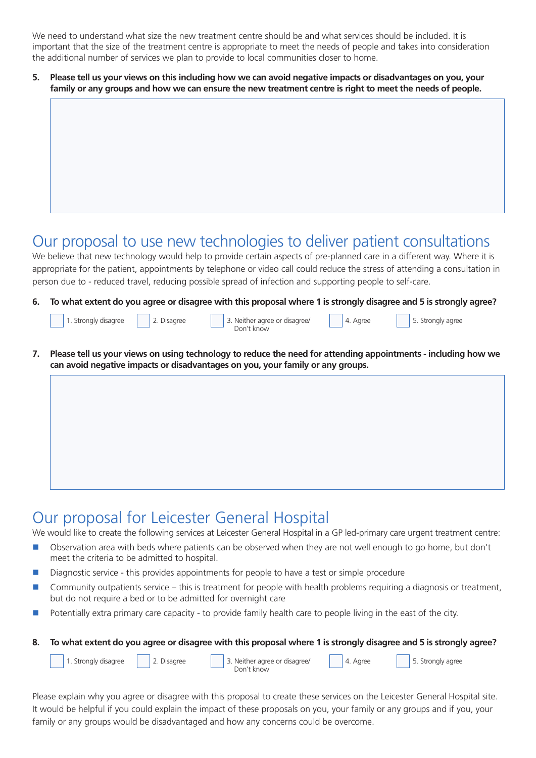We need to understand what size the new treatment centre should be and what services should be included. It is important that the size of the treatment centre is appropriate to meet the needs of people and takes into consideration the additional number of services we plan to provide to local communities closer to home.

**5. Please tell us your views on this including how we can avoid negative impacts or disadvantages on you, your family or any groups and how we can ensure the new treatment centre is right to meet the needs of people.**

## Our proposal to use new technologies to deliver patient consultations

We believe that new technology would help to provide certain aspects of pre-planned care in a different way. Where it is appropriate for the patient, appointments by telephone or video call could reduce the stress of attending a consultation in person due to - reduced travel, reducing possible spread of infection and supporting people to self-care.

**6. To what extent do you agree or disagree with this proposal where 1 is strongly disagree and 5 is strongly agree?**

- ☐ 1. Strongly disagree
- ☐ 2. Disagree
- ☐ 3. Neither agree or disagree/ Don't know
- ☐ 4. Agree
- ☐ 5. Strongly agree

**7. Please tell us your views on using technology to reduce the need for attending appointments - including how we can avoid negative impacts or disadvantages on you, your family or any groups.**

## Our proposal for Leicester General Hospital

We would like to create the following services at Leicester General Hospital in a GP led-primary care urgent treatment centre:

- Observation area with beds where patients can be observed when they are not well enough to go home, but don't meet the criteria to be admitted to hospital.
- Diagnostic service - this provides appointments for people to have a test or simple procedure
- Community outpatients service – this is treatment for people with health problems requiring a diagnosis or treatment, but do not require a bed or to be admitted for overnight care
- Potentially extra primary care capacity - to provide family health care to people living in the east of the city.

**8. To what extent do you agree or disagree with this proposal where 1 is strongly disagree and 5 is strongly agree?**

- ☐ 1. Strongly disagree
- ☐ 2. Disagree
- ☐ 3. Neither agree or disagree/ Don't know
- ☐ 4. Agree
- ☐ 5. Strongly agree

Please explain why you agree or disagree with this proposal to create these services on the Leicester General Hospital site. It would be helpful if you could explain the impact of these proposals on you, your family or any groups and if you, your family or any groups would be disadvantaged and how any concerns could be overcome.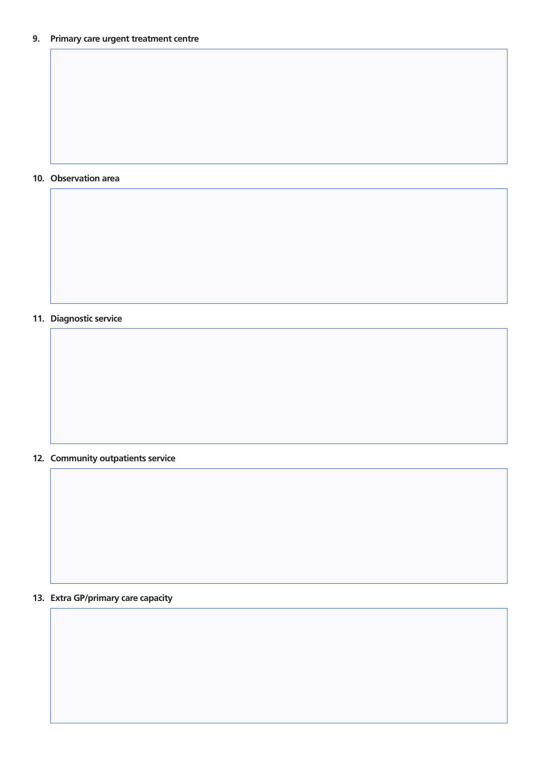9. **Primary care urgent treatment centre**

10. **Observation area**

11. **Diagnostic service**

12. **Community outpatients service**

13. **Extra GP/primary care capacity**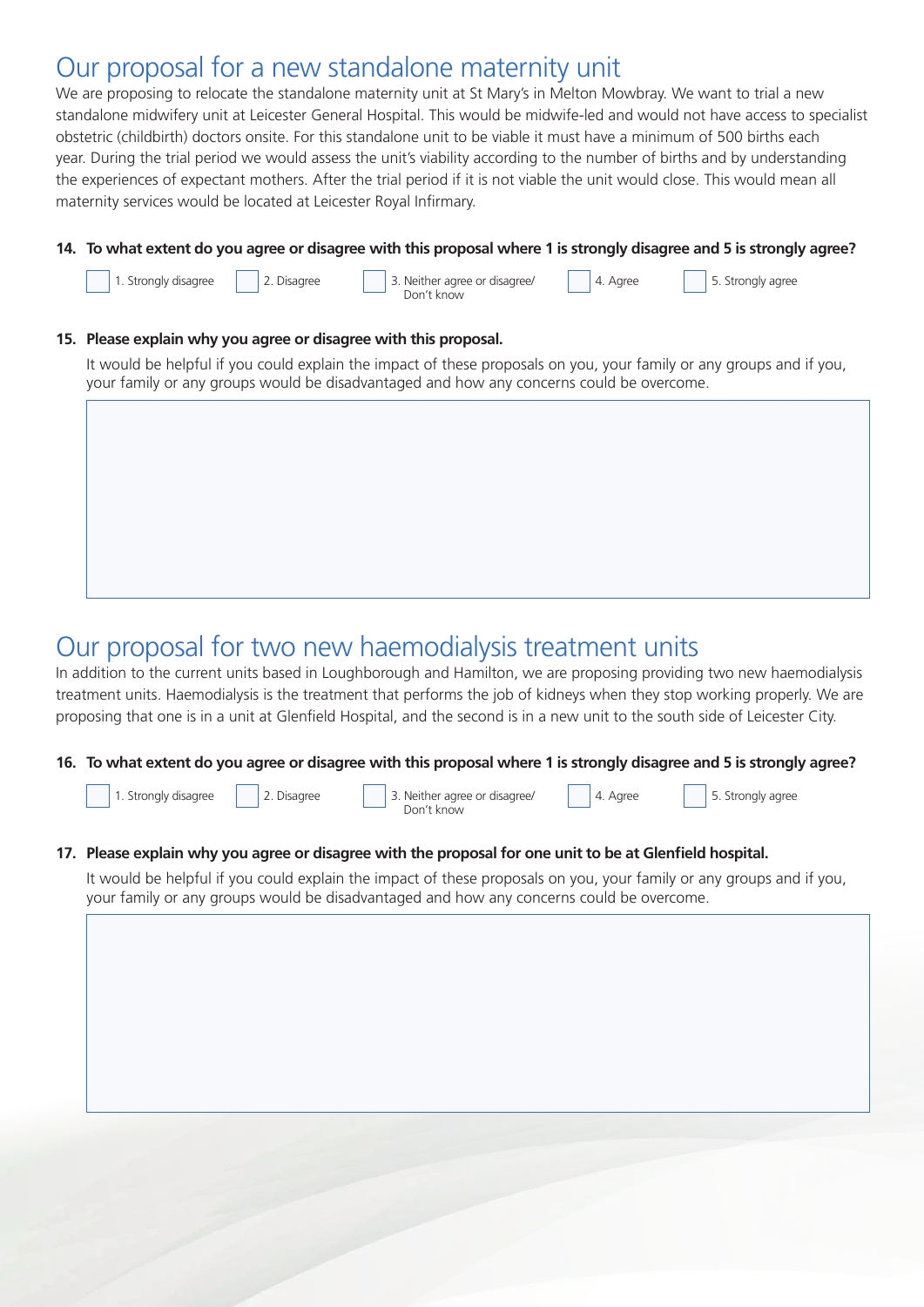## Our proposal for a new standalone maternity unit

We are proposing to relocate the standalone maternity unit at St Mary's in Melton Mowbray. We want to trial a new standalone midwifery unit at Leicester General Hospital. This would be midwife-led and would not have access to specialist obstetric (childbirth) doctors onsite. For this standalone unit to be viable it must have a minimum of 500 births each year. During the trial period we would assess the unit's viability according to the number of births and by understanding the experiences of expectant mothers. After the trial period if it is not viable the unit would close. This would mean all maternity services would be located at Leicester Royal Infirmary.

**14. To what extent do you agree or disagree with this proposal where 1 is strongly disagree and 5 is strongly agree?**

- [ ] 1. Strongly disagree
- [ ] 2. Disagree
- [ ] 3. Neither agree or disagree/ Don't know
- [ ] 4. Agree
- [ ] 5. Strongly agree

**15. Please explain why you agree or disagree with this proposal.**

It would be helpful if you could explain the impact of these proposals on you, your family or any groups and if you, your family or any groups would be disadvantaged and how any concerns could be overcome.

## Our proposal for two new haemodialysis treatment units

In addition to the current units based in Loughborough and Hamilton, we are proposing providing two new haemodialysis treatment units. Haemodialysis is the treatment that performs the job of kidneys when they stop working properly. We are proposing that one is in a unit at Glenfield Hospital, and the second is in a new unit to the south side of Leicester City.

**16. To what extent do you agree or disagree with this proposal where 1 is strongly disagree and 5 is strongly agree?**

- [ ] 1. Strongly disagree
- [ ] 2. Disagree
- [ ] 3. Neither agree or disagree/ Don't know
- [ ] 4. Agree
- [ ] 5. Strongly agree

**17. Please explain why you agree or disagree with the proposal for one unit to be at Glenfield hospital.**

It would be helpful if you could explain the impact of these proposals on you, your family or any groups and if you, your family or any groups would be disadvantaged and how any concerns could be overcome.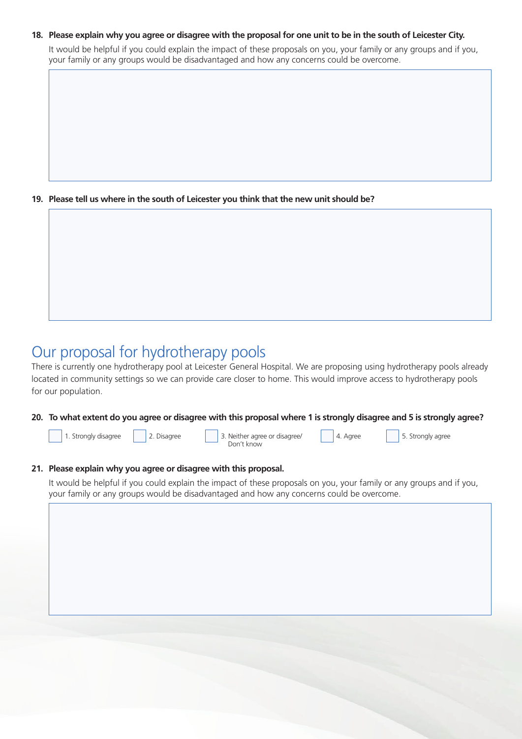**18. Please explain why you agree or disagree with the proposal for one unit to be in the south of Leicester City.**

It would be helpful if you could explain the impact of these proposals on you, your family or any groups and if you, your family or any groups would be disadvantaged and how any concerns could be overcome.

**19. Please tell us where in the south of Leicester you think that the new unit should be?**

## Our proposal for hydrotherapy pools

There is currently one hydrotherapy pool at Leicester General Hospital. We are proposing using hydrotherapy pools already located in community settings so we can provide care closer to home. This would improve access to hydrotherapy pools for our population.

**20. To what extent do you agree or disagree with this proposal where 1 is strongly disagree and 5 is strongly agree?**

- ☐ 1. Strongly disagree
- ☐ 2. Disagree
- ☐ 3. Neither agree or disagree/ Don't know
- ☐ 4. Agree
- ☐ 5. Strongly agree

**21. Please explain why you agree or disagree with this proposal.**

It would be helpful if you could explain the impact of these proposals on you, your family or any groups and if you, your family or any groups would be disadvantaged and how any concerns could be overcome.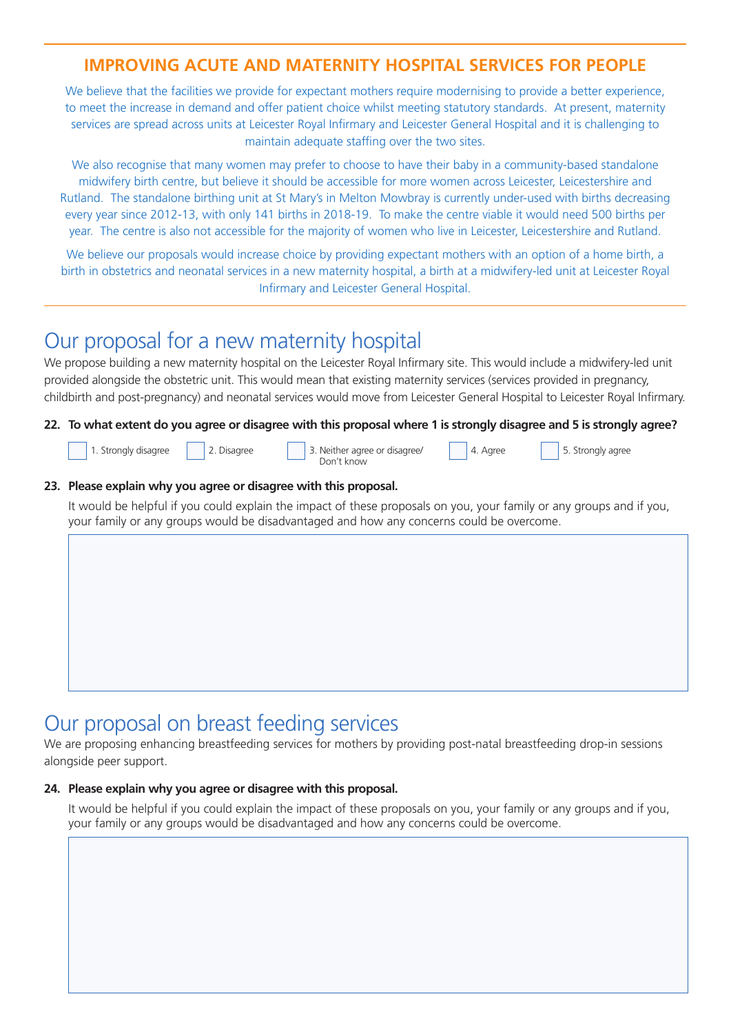## IMPROVING ACUTE AND MATERNITY HOSPITAL SERVICES FOR PEOPLE

We believe that the facilities we provide for expectant mothers require modernising to provide a better experience, to meet the increase in demand and offer patient choice whilst meeting statutory standards. At present, maternity services are spread across units at Leicester Royal Infirmary and Leicester General Hospital and it is challenging to maintain adequate staffing over the two sites.

We also recognise that many women may prefer to choose to have their baby in a community-based standalone midwifery birth centre, but believe it should be accessible for more women across Leicester, Leicestershire and Rutland. The standalone birthing unit at St Mary's in Melton Mowbray is currently under-used with births decreasing every year since 2012-13, with only 141 births in 2018-19. To make the centre viable it would need 500 births per year. The centre is also not accessible for the majority of women who live in Leicester, Leicestershire and Rutland.

We believe our proposals would increase choice by providing expectant mothers with an option of a home birth, a birth in obstetrics and neonatal services in a new maternity hospital, a birth at a midwifery-led unit at Leicester Royal Infirmary and Leicester General Hospital.

# Our proposal for a new maternity hospital

We propose building a new maternity hospital on the Leicester Royal Infirmary site. This would include a midwifery-led unit provided alongside the obstetric unit. This would mean that existing maternity services (services provided in pregnancy, childbirth and post-pregnancy) and neonatal services would move from Leicester General Hospital to Leicester Royal Infirmary.

**22. To what extent do you agree or disagree with this proposal where 1 is strongly disagree and 5 is strongly agree?**

☐ 1. Strongly disagree ☐ 2. Disagree ☐ 3. Neither agree or disagree/ Don't know ☐ 4. Agree ☐ 5. Strongly agree

**23. Please explain why you agree or disagree with this proposal.**

It would be helpful if you could explain the impact of these proposals on you, your family or any groups and if you, your family or any groups would be disadvantaged and how any concerns could be overcome.

# Our proposal on breast feeding services

We are proposing enhancing breastfeeding services for mothers by providing post-natal breastfeeding drop-in sessions alongside peer support.

**24. Please explain why you agree or disagree with this proposal.**

It would be helpful if you could explain the impact of these proposals on you, your family or any groups and if you, your family or any groups would be disadvantaged and how any concerns could be overcome.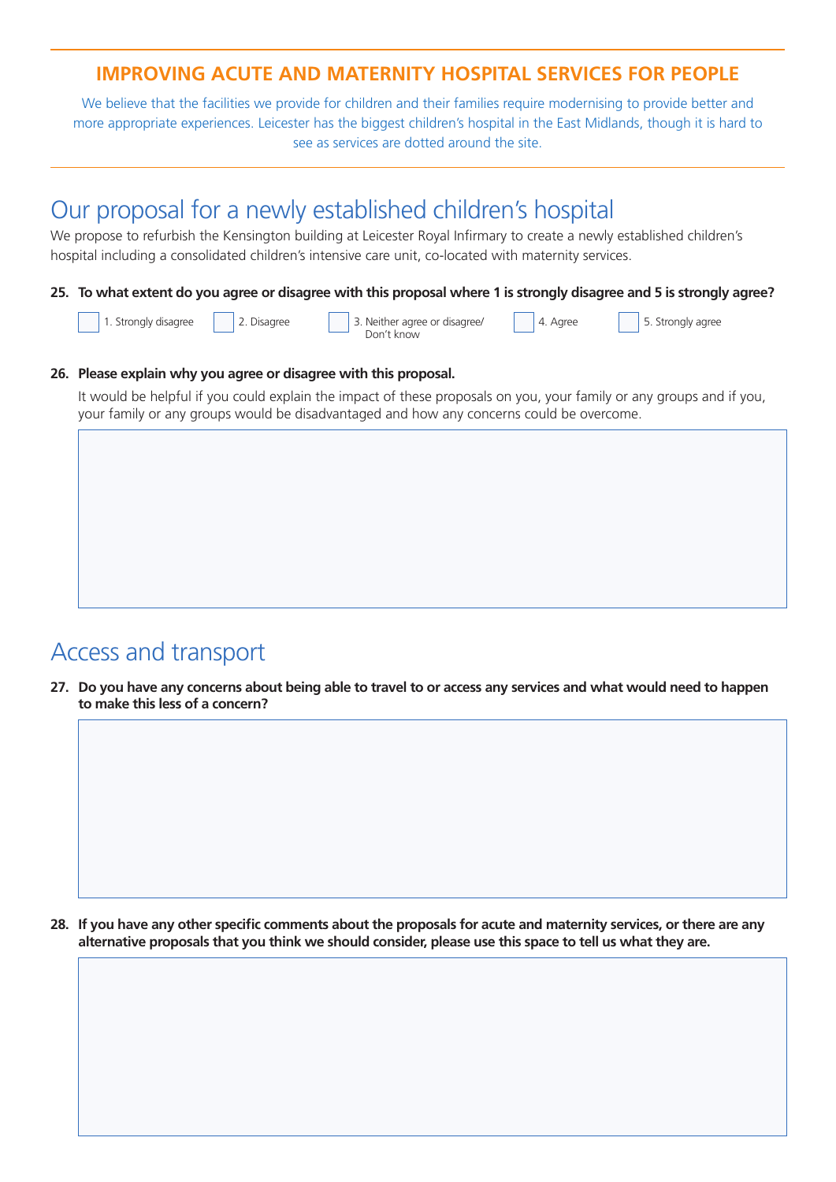## IMPROVING ACUTE AND MATERNITY HOSPITAL SERVICES FOR PEOPLE

We believe that the facilities we provide for children and their families require modernising to provide better and more appropriate experiences. Leicester has the biggest children's hospital in the East Midlands, though it is hard to see as services are dotted around the site.

# Our proposal for a newly established children's hospital

We propose to refurbish the Kensington building at Leicester Royal Infirmary to create a newly established children's hospital including a consolidated children's intensive care unit, co-located with maternity services.

**25. To what extent do you agree or disagree with this proposal where 1 is strongly disagree and 5 is strongly agree?**

☐ 1. Strongly disagree ☐ 2. Disagree ☐ 3. Neither agree or disagree/ Don't know ☐ 4. Agree ☐ 5. Strongly agree

**26. Please explain why you agree or disagree with this proposal.**

It would be helpful if you could explain the impact of these proposals on you, your family or any groups and if you, your family or any groups would be disadvantaged and how any concerns could be overcome.

# Access and transport

**27. Do you have any concerns about being able to travel to or access any services and what would need to happen to make this less of a concern?**

**28. If you have any other specific comments about the proposals for acute and maternity services, or there are any alternative proposals that you think we should consider, please use this space to tell us what they are.**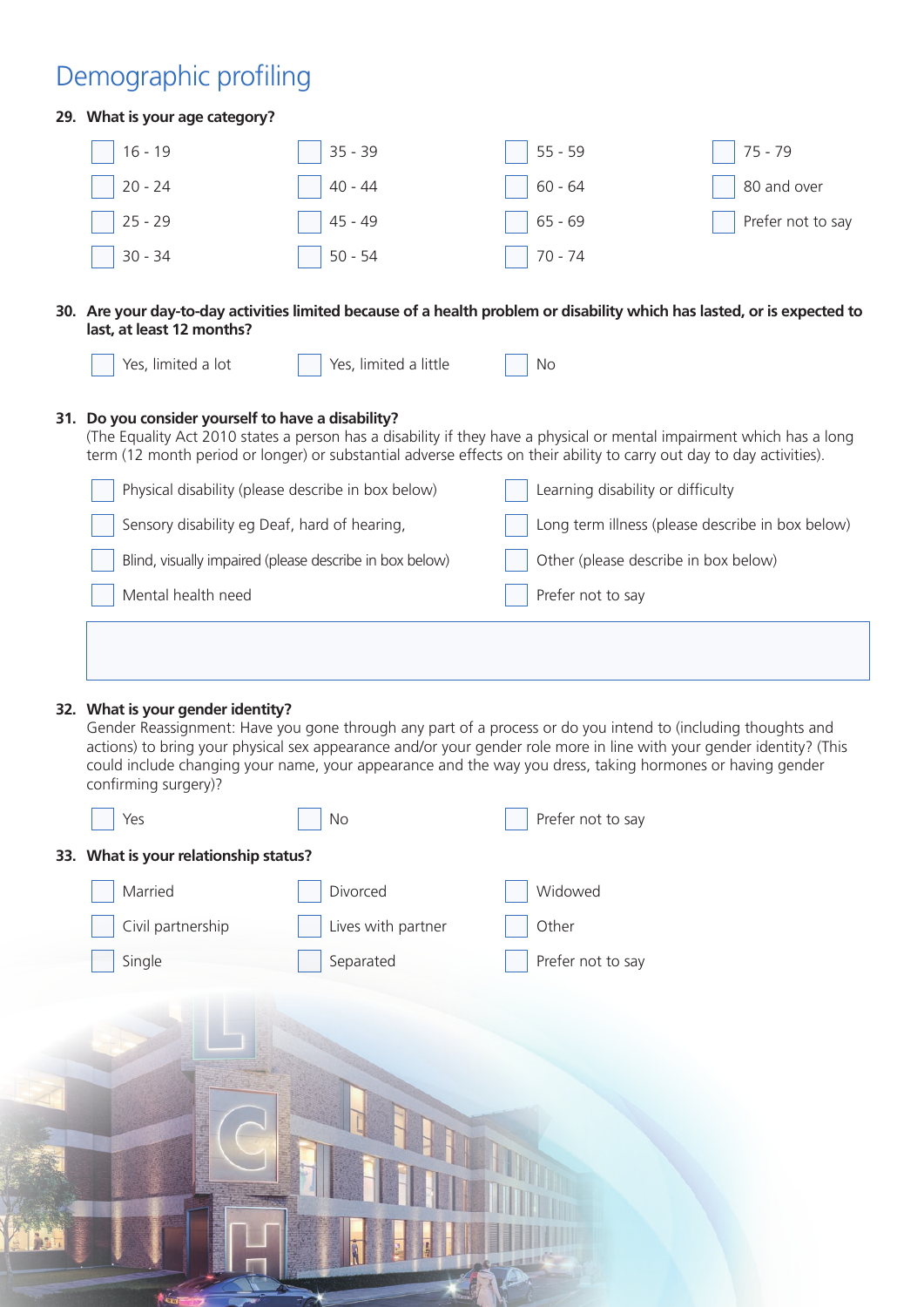## Demographic profiling

**29. What is your age category?**

- ☐ 16 - 19
- ☐ 20 - 24
- ☐ 25 - 29
- ☐ 30 - 34
- ☐ 35 - 39
- ☐ 40 - 44
- ☐ 45 - 49
- ☐ 50 - 54
- ☐ 55 - 59
- ☐ 60 - 64
- ☐ 65 - 69
- ☐ 70 - 74
- ☐ 75 - 79
- ☐ 80 and over
- ☐ Prefer not to say

**30. Are your day-to-day activities limited because of a health problem or disability which has lasted, or is expected to last, at least 12 months?**

- ☐ Yes, limited a lot
- ☐ Yes, limited a little
- ☐ No

**31. Do you consider yourself to have a disability?**

(The Equality Act 2010 states a person has a disability if they have a physical or mental impairment which has a long term (12 month period or longer) or substantial adverse effects on their ability to carry out day to day activities).

- ☐ Physical disability (please describe in box below)
- ☐ Sensory disability eg Deaf, hard of hearing,
- ☐ Blind, visually impaired (please describe in box below)
- ☐ Mental health need
- ☐ Learning disability or difficulty
- ☐ Long term illness (please describe in box below)
- ☐ Other (please describe in box below)
- ☐ Prefer not to say

**32. What is your gender identity?**

Gender Reassignment: Have you gone through any part of a process or do you intend to (including thoughts and actions) to bring your physical sex appearance and/or your gender role more in line with your gender identity? (This could include changing your name, your appearance and the way you dress, taking hormones or having gender confirming surgery)?

- ☐ Yes
- ☐ No
- ☐ Prefer not to say

**33. What is your relationship status?**

- ☐ Married
- ☐ Civil partnership
- ☐ Single
- ☐ Divorced
- ☐ Lives with partner
- ☐ Separated
- ☐ Widowed
- ☐ Other
- ☐ Prefer not to say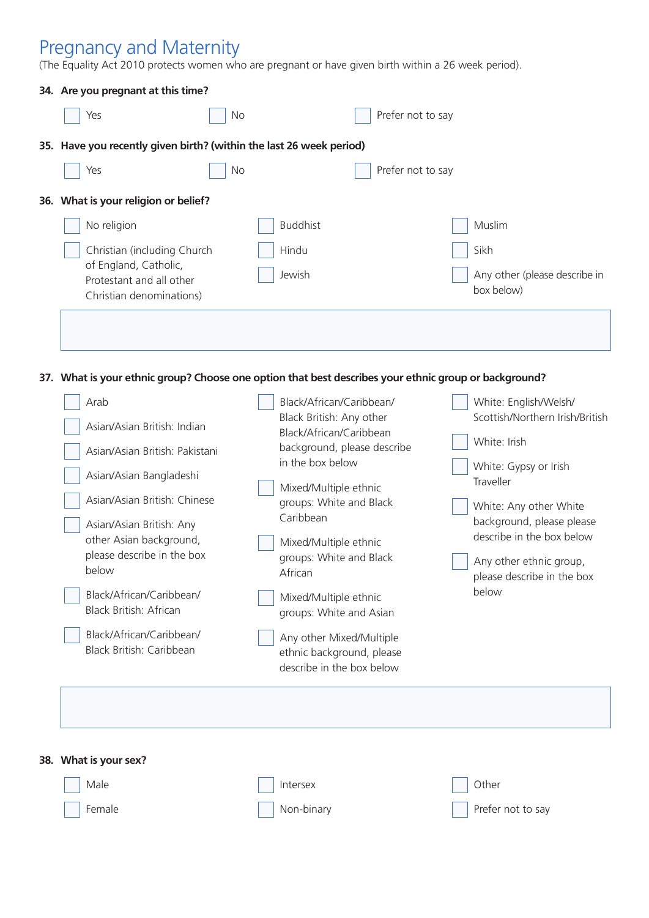## Pregnancy and Maternity

(The Equality Act 2010 protects women who are pregnant or have given birth within a 26 week period).

**34. Are you pregnant at this time?**

- ☐ Yes
- ☐ No
- ☐ Prefer not to say

**35. Have you recently given birth? (within the last 26 week period)**

- ☐ Yes
- ☐ No
- ☐ Prefer not to say

**36. What is your religion or belief?**

- ☐ No religion
- ☐ Christian (including Church of England, Catholic, Protestant and all other Christian denominations)
- ☐ Buddhist
- ☐ Hindu
- ☐ Jewish
- ☐ Muslim
- ☐ Sikh
- ☐ Any other (please describe in box below)

| |
|---|
| |

**37. What is your ethnic group? Choose one option that best describes your ethnic group or background?**

- ☐ Arab
- ☐ Asian/Asian British: Indian
- ☐ Asian/Asian British: Pakistani
- ☐ Asian/Asian Bangladeshi
- ☐ Asian/Asian British: Chinese
- ☐ Asian/Asian British: Any other Asian background, please describe in the box below
- ☐ Black/African/Caribbean/ Black British: African
- ☐ Black/African/Caribbean/ Black British: Caribbean
- ☐ Black/African/Caribbean/ Black British: Any other Black/African/Caribbean background, please describe in the box below
- ☐ Mixed/Multiple ethnic groups: White and Black Caribbean
- ☐ Mixed/Multiple ethnic groups: White and Black African
- ☐ Mixed/Multiple ethnic groups: White and Asian
- ☐ Any other Mixed/Multiple ethnic background, please describe in the box below
- ☐ White: English/Welsh/ Scottish/Northern Irish/British
- ☐ White: Irish
- ☐ White: Gypsy or Irish Traveller
- ☐ White: Any other White background, please please describe in the box below
- ☐ Any other ethnic group, please describe in the box below

| |
|---|
| |

**38. What is your sex?**

- ☐ Male
- ☐ Female
- ☐ Intersex
- ☐ Non-binary
- ☐ Other
- ☐ Prefer not to say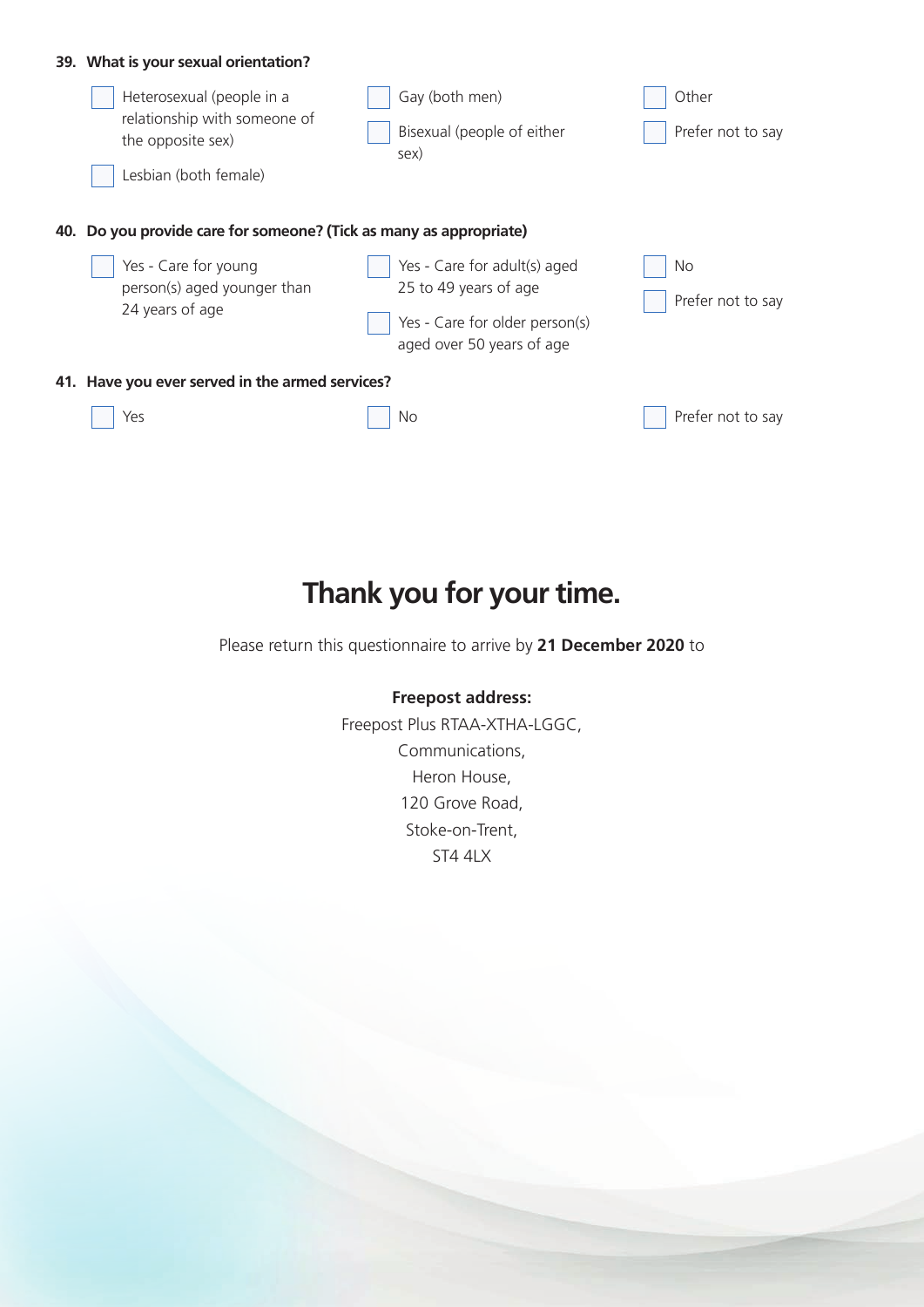**39. What is your sexual orientation?**

- ☐ Heterosexual (people in a relationship with someone of the opposite sex)
- ☐ Lesbian (both female)
- ☐ Gay (both men)
- ☐ Bisexual (people of either sex)
- ☐ Other
- ☐ Prefer not to say

**40. Do you provide care for someone? (Tick as many as appropriate)**

- ☐ Yes - Care for young person(s) aged younger than 24 years of age
- ☐ Yes - Care for adult(s) aged 25 to 49 years of age
- ☐ Yes - Care for older person(s) aged over 50 years of age
- ☐ No
- ☐ Prefer not to say

**41. Have you ever served in the armed services?**

- ☐ Yes
- ☐ No
- ☐ Prefer not to say

# Thank you for your time.

Please return this questionnaire to arrive by **21 December 2020** to

**Freepost address:**

Freepost Plus RTAA-XTHA-LGGC,
Communications,
Heron House,
120 Grove Road,
Stoke-on-Trent,
ST4 4LX